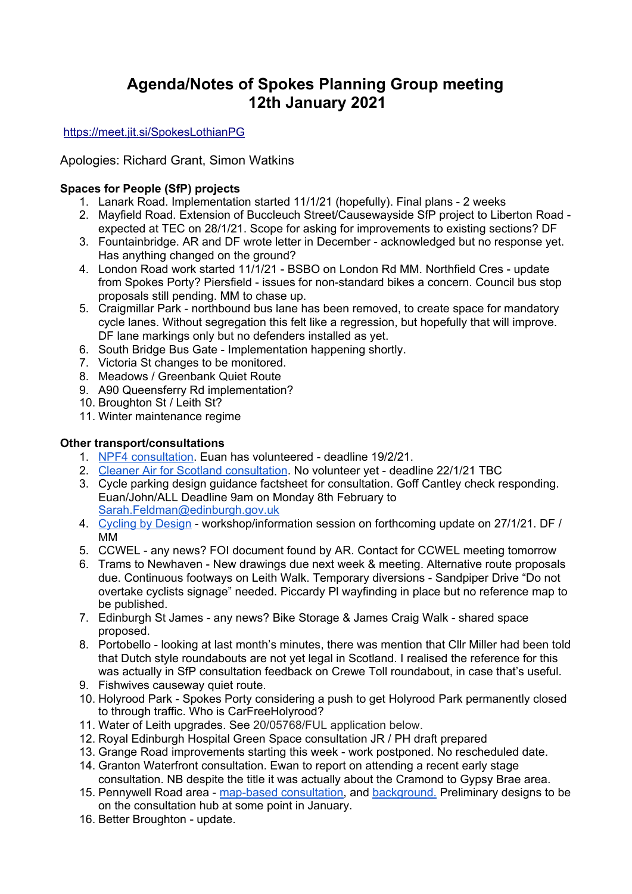# Agenda/Notes of Spokes Planning Group meeting 12th January 2021

[https://meet.jit.si/SpokesLothianPG](https://meet.jit.si/SpokesLothianPG)

Apologies: Richard Grant, Simon Watkins

**Spaces for People (SfP) projects**

1. Lanark Road. Implementation started 11/1/21 (hopefully). Final plans - 2 weeks
2. Mayfield Road. Extension of Buccleuch Street/Causewayside SfP project to Liberton Road - expected at TEC on 28/1/21. Scope for asking for improvements to existing sections? DF
3. Fountainbridge. AR and DF wrote letter in December - acknowledged but no response yet. Has anything changed on the ground?
4. London Road work started 11/1/21 - BSBO on London Rd MM. Northfield Cres - update from Spokes Porty? Piersfield - issues for non-standard bikes a concern. Council bus stop proposals still pending. MM to chase up.
5. Craigmillar Park - northbound bus lane has been removed, to create space for mandatory cycle lanes. Without segregation this felt like a regression, but hopefully that will improve. DF lane markings only but no defenders installed as yet.
6. South Bridge Bus Gate - Implementation happening shortly.
7. Victoria St changes to be monitored.
8. Meadows / Greenbank Quiet Route
9. A90 Queensferry Rd implementation?
10. Broughton St / Leith St?
11. Winter maintenance regime

**Other transport/consultations**

1. NPF4 consultation. Euan has volunteered - deadline 19/2/21.
2. Cleaner Air for Scotland consultation. No volunteer yet - deadline 22/1/21 TBC
3. Cycle parking design guidance factsheet for consultation. Goff Cantley check responding. Euan/John/ALL Deadline 9am on Monday 8th February to Sarah.Feldman@edinburgh.gov.uk
4. Cycling by Design - workshop/information session on forthcoming update on 27/1/21. DF / MM
5. CCWEL - any news? FOI document found by AR. Contact for CCWEL meeting tomorrow
6. Trams to Newhaven - New drawings due next week & meeting. Alternative route proposals due. Continuous footways on Leith Walk. Temporary diversions - Sandpiper Drive "Do not overtake cyclists signage" needed. Piccardy Pl wayfinding in place but no reference map to be published.
7. Edinburgh St James - any news? Bike Storage & James Craig Walk - shared space proposed.
8. Portobello - looking at last month's minutes, there was mention that Cllr Miller had been told that Dutch style roundabouts are not yet legal in Scotland. I realised the reference for this was actually in SfP consultation feedback on Crewe Toll roundabout, in case that's useful.
9. Fishwives causeway quiet route.
10. Holyrood Park - Spokes Porty considering a push to get Holyrood Park permanently closed to through traffic. Who is CarFreeHolyrood?
11. Water of Leith upgrades. See 20/05768/FUL application below.
12. Royal Edinburgh Hospital Green Space consultation JR / PH draft prepared
13. Grange Road improvements starting this week - work postponed. No rescheduled date.
14. Granton Waterfront consultation. Ewan to report on attending a recent early stage consultation. NB despite the title it was actually about the Cramond to Gypsy Brae area.
15. Pennywell Road area - map-based consultation, and background. Preliminary designs to be on the consultation hub at some point in January.
16. Better Broughton - update.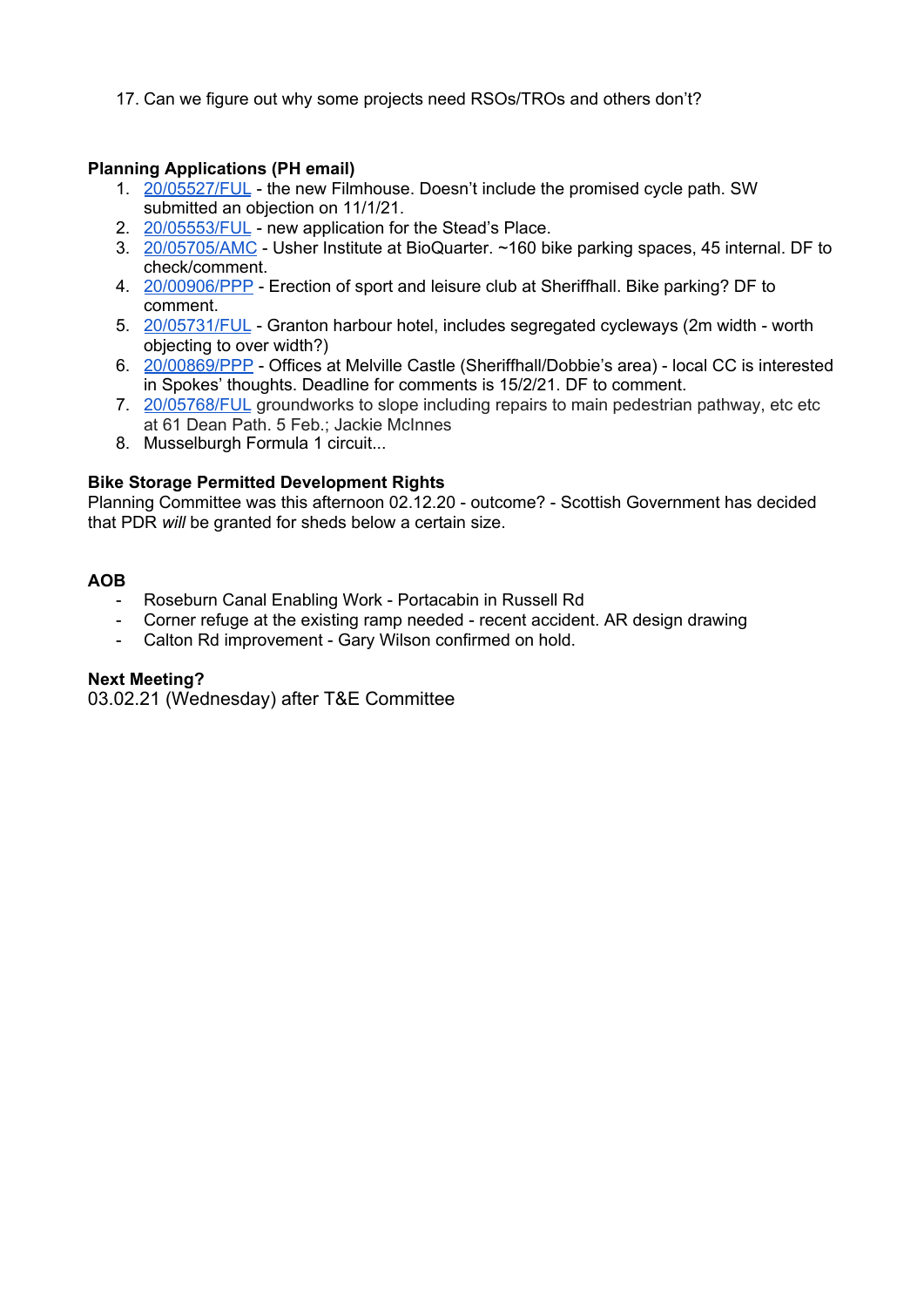17. Can we figure out why some projects need RSOs/TROs and others don't?

**Planning Applications (PH email)**

1. 20/05527/FUL - the new Filmhouse. Doesn't include the promised cycle path. SW submitted an objection on 11/1/21.
2. 20/05553/FUL - new application for the Stead's Place.
3. 20/05705/AMC - Usher Institute at BioQuarter. ~160 bike parking spaces, 45 internal. DF to check/comment.
4. 20/00906/PPP - Erection of sport and leisure club at Sheriffhall. Bike parking? DF to comment.
5. 20/05731/FUL - Granton harbour hotel, includes segregated cycleways (2m width - worth objecting to over width?)
6. 20/00869/PPP - Offices at Melville Castle (Sheriffhall/Dobbie's area) - local CC is interested in Spokes' thoughts. Deadline for comments is 15/2/21. DF to comment.
7. 20/05768/FUL groundworks to slope including repairs to main pedestrian pathway, etc etc at 61 Dean Path. 5 Feb.; Jackie McInnes
8. Musselburgh Formula 1 circuit...

**Bike Storage Permitted Development Rights**

Planning Committee was this afternoon 02.12.20 - outcome? - Scottish Government has decided that PDR *will* be granted for sheds below a certain size.

**AOB**

- Roseburn Canal Enabling Work - Portacabin in Russell Rd
- Corner refuge at the existing ramp needed - recent accident. AR design drawing
- Calton Rd improvement - Gary Wilson confirmed on hold.

**Next Meeting?**

03.02.21 (Wednesday) after T&E Committee